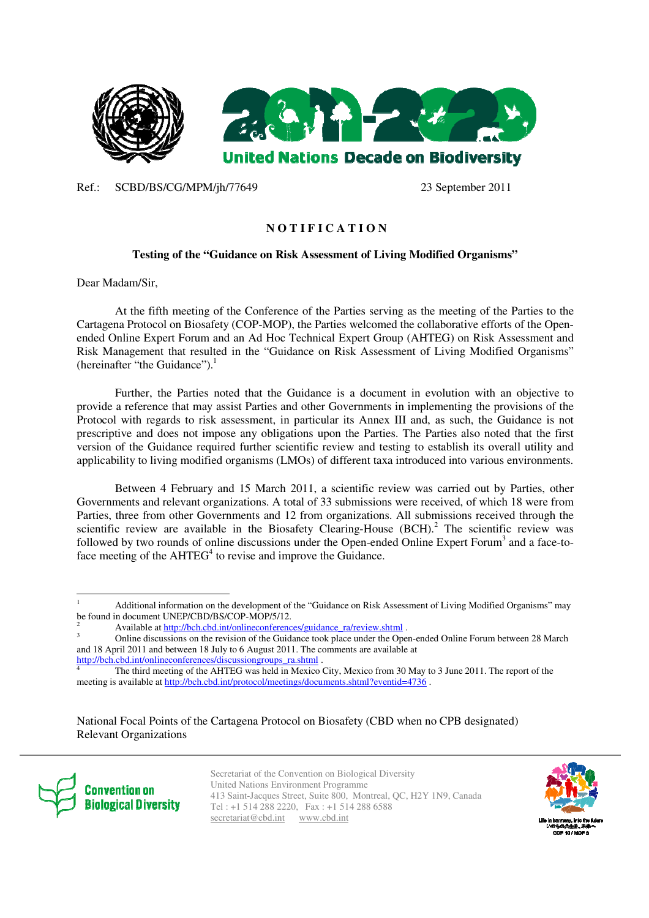Ref.: SCBD/BS/CG/MPM/jh/77649 23 September 2011

## N O T I F I C A T I O N

**Testing of the "Guidance on Risk Assessment of Living Modified Organisms"**

Dear Madam/Sir,

At the fifth meeting of the Conference of the Parties serving as the meeting of the Parties to the Cartagena Protocol on Biosafety (COP-MOP), the Parties welcomed the collaborative efforts of the Open-ended Online Expert Forum and an Ad Hoc Technical Expert Group (AHTEG) on Risk Assessment and Risk Management that resulted in the "Guidance on Risk Assessment of Living Modified Organisms" (hereinafter "the Guidance").[1]

Further, the Parties noted that the Guidance is a document in evolution with an objective to provide a reference that may assist Parties and other Governments in implementing the provisions of the Protocol with regards to risk assessment, in particular its Annex III and, as such, the Guidance is not prescriptive and does not impose any obligations upon the Parties. The Parties also noted that the first version of the Guidance required further scientific review and testing to establish its overall utility and applicability to living modified organisms (LMOs) of different taxa introduced into various environments.

Between 4 February and 15 March 2011, a scientific review was carried out by Parties, other Governments and relevant organizations. A total of 33 submissions were received, of which 18 were from Parties, three from other Governments and 12 from organizations. All submissions received through the scientific review are available in the Biosafety Clearing-House (BCH).[2] The scientific review was followed by two rounds of online discussions under the Open-ended Online Expert Forum[3] and a face-to-face meeting of the AHTEG[4] to revise and improve the Guidance.

---

[1] Additional information on the development of the "Guidance on Risk Assessment of Living Modified Organisms" may be found in document UNEP/CBD/BS/COP-MOP/5/12.

[2] Available at http://bch.cbd.int/onlineconferences/guidance_ra/review.shtml .

[3] Online discussions on the revision of the Guidance took place under the Open-ended Online Forum between 28 March and 18 April 2011 and between 18 July to 6 August 2011. The comments are available at http://bch.cbd.int/onlineconferences/discussiongroups_ra.shtml .

[4] The third meeting of the AHTEG was held in Mexico City, Mexico from 30 May to 3 June 2011. The report of the meeting is available at http://bch.cbd.int/protocol/meetings/documents.shtml?eventid=4736 .

National Focal Points of the Cartagena Protocol on Biosafety (CBD when no CPB designated)
Relevant Organizations

Secretariat of the Convention on Biological Diversity
United Nations Environment Programme
413 Saint-Jacques Street, Suite 800, Montreal, QC, H2Y 1N9, Canada
Tel : +1 514 288 2220, Fax : +1 514 288 6588
secretariat@cbd.int www.cbd.int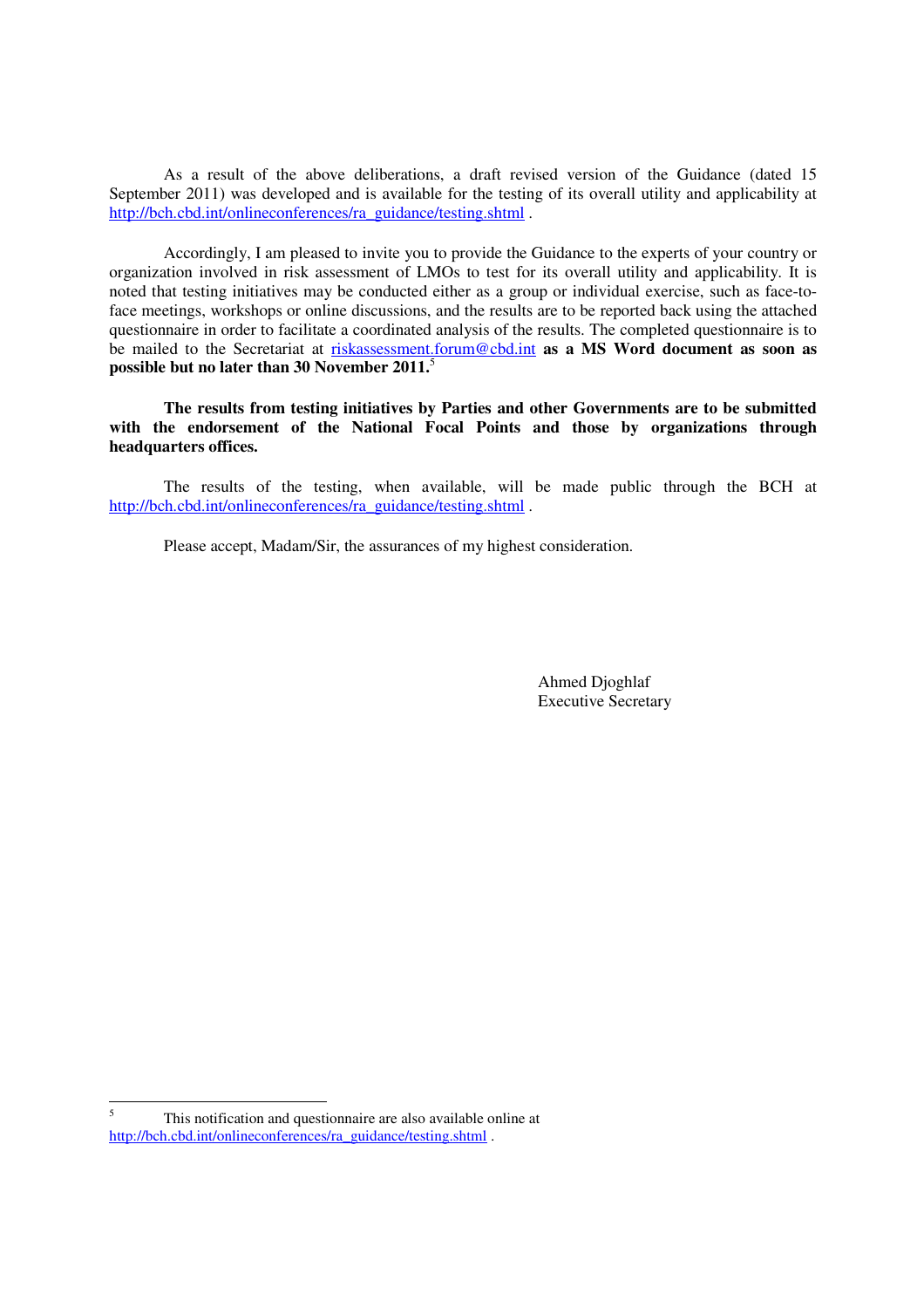As a result of the above deliberations, a draft revised version of the Guidance (dated 15 September 2011) was developed and is available for the testing of its overall utility and applicability at http://bch.cbd.int/onlineconferences/ra_guidance/testing.shtml .

Accordingly, I am pleased to invite you to provide the Guidance to the experts of your country or organization involved in risk assessment of LMOs to test for its overall utility and applicability. It is noted that testing initiatives may be conducted either as a group or individual exercise, such as face-to-face meetings, workshops or online discussions, and the results are to be reported back using the attached questionnaire in order to facilitate a coordinated analysis of the results. The completed questionnaire is to be mailed to the Secretariat at riskassessment.forum@cbd.int **as a MS Word document as soon as possible but no later than 30 November 2011.**[5]

**The results from testing initiatives by Parties and other Governments are to be submitted with the endorsement of the National Focal Points and those by organizations through headquarters offices.**

The results of the testing, when available, will be made public through the BCH at http://bch.cbd.int/onlineconferences/ra_guidance/testing.shtml .

Please accept, Madam/Sir, the assurances of my highest consideration.

Ahmed Djoghlaf
Executive Secretary

---

[5] This notification and questionnaire are also available online at http://bch.cbd.int/onlineconferences/ra_guidance/testing.shtml .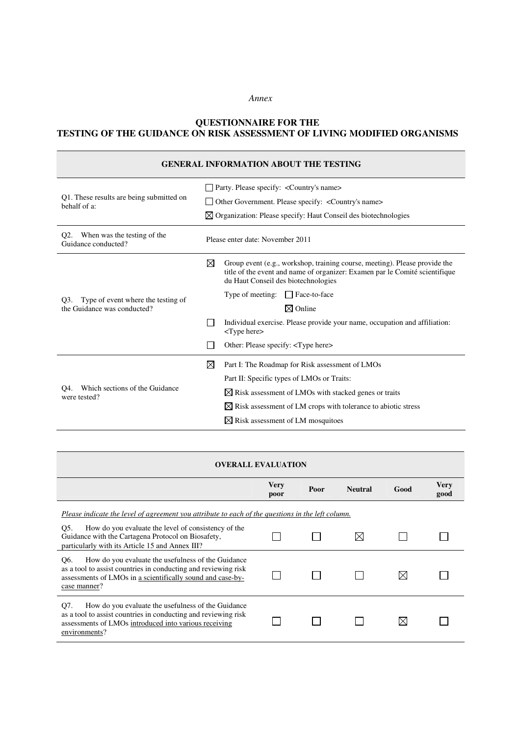*Annex*

## QUESTIONNAIRE FOR THE TESTING OF THE GUIDANCE ON RISK ASSESSMENT OF LIVING MODIFIED ORGANISMS

| GENERAL INFORMATION ABOUT THE TESTING | |
|---|---|
| Q1. These results are being submitted on behalf of a: | ☐ Party. Please specify: <Country's name><br>☐ Other Government. Please specify: <Country's name><br>☒ Organization: Please specify: Haut Conseil des biotechnologies |
| Q2. When was the testing of the Guidance conducted? | Please enter date: November 2011 |
| Q3. Type of event where the testing of the Guidance was conducted? | ☒ Group event (e.g., workshop, training course, meeting). Please provide the title of the event and name of organizer: Examen par le Comité scientifique du Haut Conseil des biotechnologies<br>Type of meeting: ☐ Face-to-face ☒ Online<br>☐ Individual exercise. Please provide your name, occupation and affiliation: <Type here><br>☐ Other: Please specify: <Type here> |
| Q4. Which sections of the Guidance were tested? | ☒ Part I: The Roadmap for Risk assessment of LMOs<br>Part II: Specific types of LMOs or Traits:<br>☒ Risk assessment of LMOs with stacked genes or traits<br>☒ Risk assessment of LM crops with tolerance to abiotic stress<br>☒ Risk assessment of LM mosquitoes |

| OVERALL EVALUATION | Very poor | Poor | Neutral | Good | Very good |
|---|---|---|---|---|---|
| *Please indicate the level of agreement you attribute to each of the questions in the left column.* | | | | | |
| Q5. How do you evaluate the level of consistency of the Guidance with the Cartagena Protocol on Biosafety, particularly with its Article 15 and Annex III? | ☐ | ☐ | ☒ | ☐ | ☐ |
| Q6. How do you evaluate the usefulness of the Guidance as a tool to assist countries in conducting and reviewing risk assessments of LMOs in a scientifically sound and case-by-case manner? | ☐ | ☐ | ☐ | ☒ | ☐ |
| Q7. How do you evaluate the usefulness of the Guidance as a tool to assist countries in conducting and reviewing risk assessments of LMOs introduced into various receiving environments? | ☐ | ☐ | ☐ | ☒ | ☐ |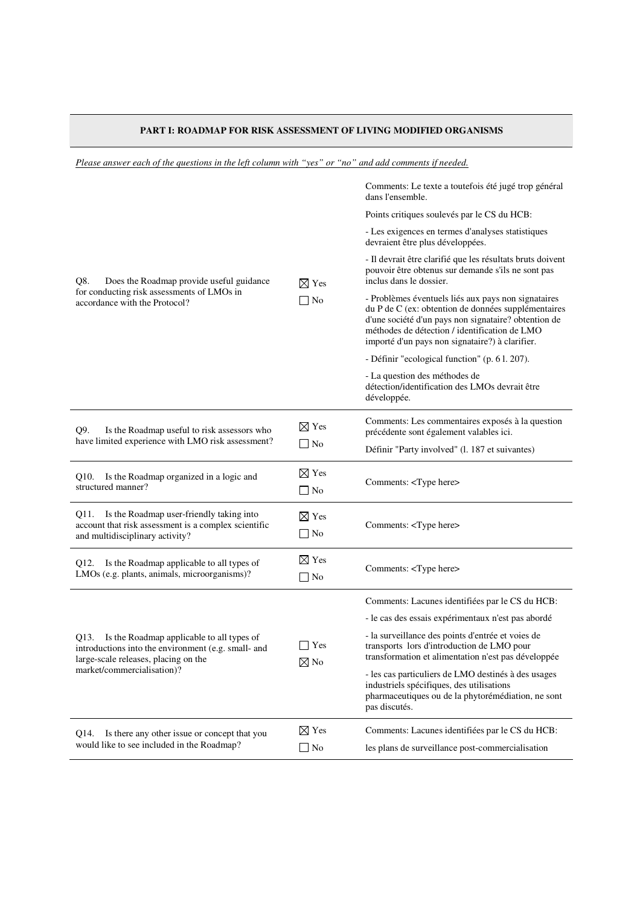**PART I: ROADMAP FOR RISK ASSESSMENT OF LIVING MODIFIED ORGANISMS**

*Please answer each of the questions in the left column with "yes" or "no" and add comments if needed.*

| Question | Answer | Comments |
|---|---|---|
| Q8. Does the Roadmap provide useful guidance for conducting risk assessments of LMOs in accordance with the Protocol? | ☒ Yes<br>☐ No | Comments: Le texte a toutefois été jugé trop général dans l'ensemble.<br>Points critiques soulevés par le CS du HCB:<br>- Les exigences en termes d'analyses statistiques devraient être plus développées.<br>- Il devrait être clarifié que les résultats bruts doivent pouvoir être obtenus sur demande s'ils ne sont pas inclus dans le dossier.<br>- Problèmes éventuels liés aux pays non signataires du P de C (ex: obtention de données supplémentaires d'une société d'un pays non signataire? obtention de méthodes de détection / identification de LMO importé d'un pays non signataire?) à clarifier.<br>- Définir "ecological function" (p. 6 l. 207).<br>- La question des méthodes de détection/identification des LMOs devrait être développée. |
| Q9. Is the Roadmap useful to risk assessors who have limited experience with LMO risk assessment? | ☒ Yes<br>☐ No | Comments: Les commentaires exposés à la question précédente sont également valables ici.<br>Définir "Party involved" (l. 187 et suivantes) |
| Q10. Is the Roadmap organized in a logic and structured manner? | ☒ Yes<br>☐ No | Comments: <Type here> |
| Q11. Is the Roadmap user-friendly taking into account that risk assessment is a complex scientific and multidisciplinary activity? | ☒ Yes<br>☐ No | Comments: <Type here> |
| Q12. Is the Roadmap applicable to all types of LMOs (e.g. plants, animals, microorganisms)? | ☒ Yes<br>☐ No | Comments: <Type here> |
| Q13. Is the Roadmap applicable to all types of introductions into the environment (e.g. small- and large-scale releases, placing on the market/commercialisation)? | ☐ Yes<br>☒ No | Comments: Lacunes identifiées par le CS du HCB:<br>- le cas des essais expérimentaux n'est pas abordé<br>- la surveillance des points d'entrée et voies de transports lors d'introduction de LMO pour transformation et alimentation n'est pas développée<br>- les cas particuliers de LMO destinés à des usages industriels spécifiques, des utilisations pharmaceutiques ou de la phytorémédiation, ne sont pas discutés. |
| Q14. Is there any other issue or concept that you would like to see included in the Roadmap? | ☒ Yes<br>☐ No | Comments: Lacunes identifiées par le CS du HCB:<br>les plans de surveillance post-commercialisation |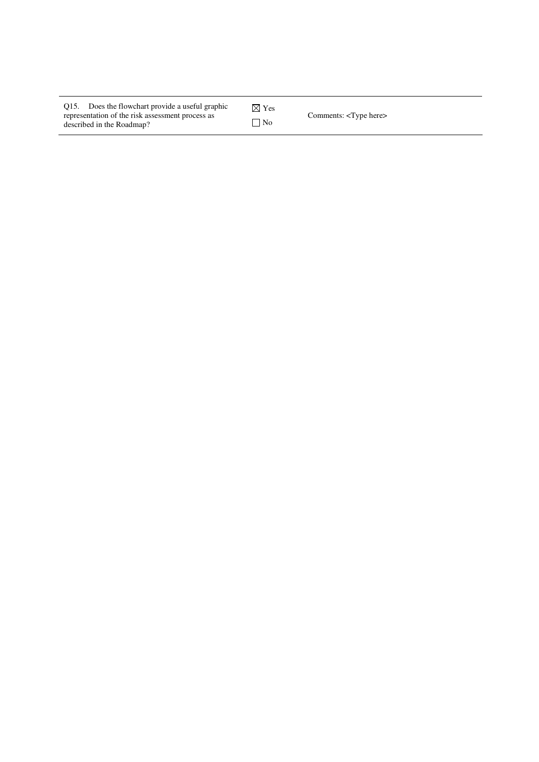| Q15. Does the flowchart provide a useful graphic representation of the risk assessment process as described in the Roadmap? | ☒ Yes<br>☐ No | Comments: <Type here> |
|---|---|---|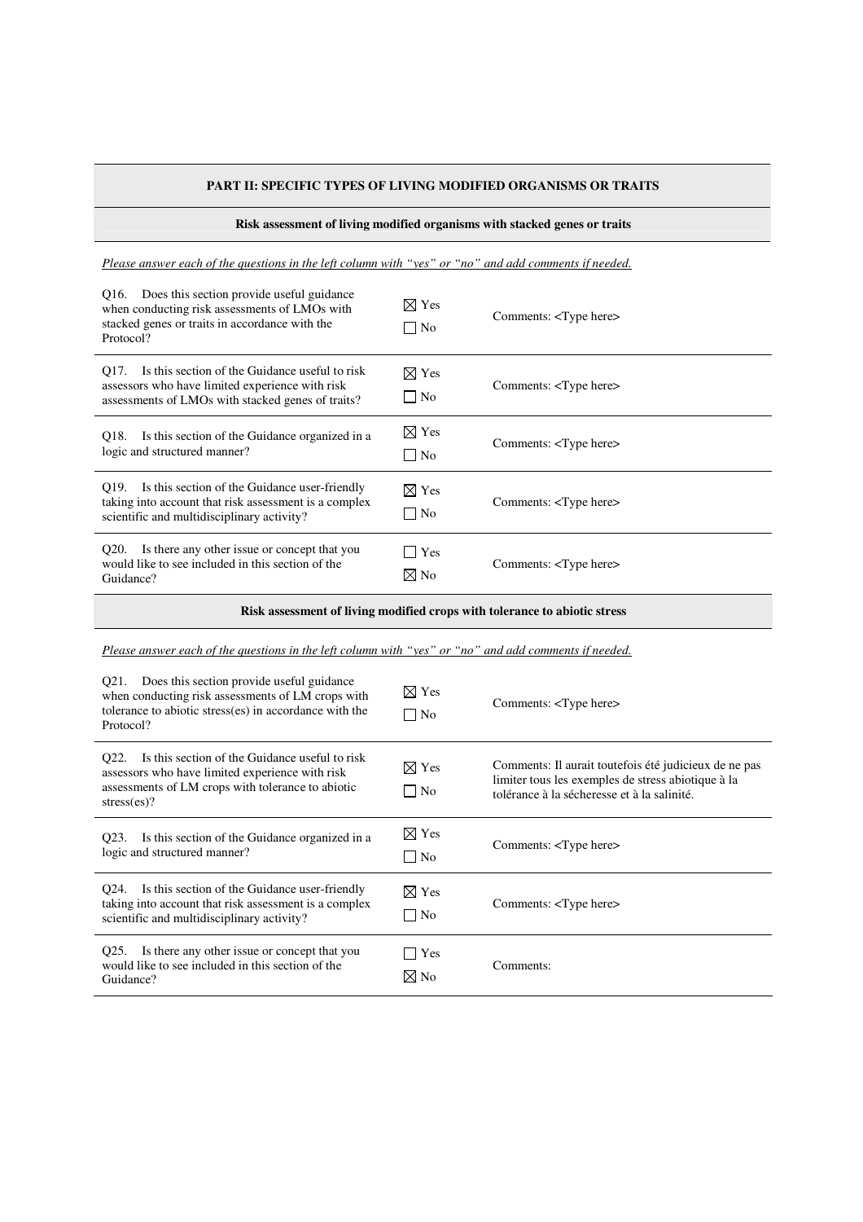## PART II: SPECIFIC TYPES OF LIVING MODIFIED ORGANISMS OR TRAITS

### Risk assessment of living modified organisms with stacked genes or traits

*Please answer each of the questions in the left column with "yes" or "no" and add comments if needed.*

| Question | Answer | Comments |
|---|---|---|
| Q16. Does this section provide useful guidance when conducting risk assessments of LMOs with stacked genes or traits in accordance with the Protocol? | ☒ Yes ☐ No | Comments: <Type here> |
| Q17. Is this section of the Guidance useful to risk assessors who have limited experience with risk assessments of LMOs with stacked genes of traits? | ☒ Yes ☐ No | Comments: <Type here> |
| Q18. Is this section of the Guidance organized in a logic and structured manner? | ☒ Yes ☐ No | Comments: <Type here> |
| Q19. Is this section of the Guidance user-friendly taking into account that risk assessment is a complex scientific and multidisciplinary activity? | ☒ Yes ☐ No | Comments: <Type here> |
| Q20. Is there any other issue or concept that you would like to see included in this section of the Guidance? | ☐ Yes ☒ No | Comments: <Type here> |

### Risk assessment of living modified crops with tolerance to abiotic stress

*Please answer each of the questions in the left column with "yes" or "no" and add comments if needed.*

| Question | Answer | Comments |
|---|---|---|
| Q21. Does this section provide useful guidance when conducting risk assessments of LM crops with tolerance to abiotic stress(es) in accordance with the Protocol? | ☒ Yes ☐ No | Comments: <Type here> |
| Q22. Is this section of the Guidance useful to risk assessors who have limited experience with risk assessments of LM crops with tolerance to abiotic stress(es)? | ☒ Yes ☐ No | Comments: Il aurait toutefois été judicieux de ne pas limiter tous les exemples de stress abiotique à la tolérance à la sécheresse et à la salinité. |
| Q23. Is this section of the Guidance organized in a logic and structured manner? | ☒ Yes ☐ No | Comments: <Type here> |
| Q24. Is this section of the Guidance user-friendly taking into account that risk assessment is a complex scientific and multidisciplinary activity? | ☒ Yes ☐ No | Comments: <Type here> |
| Q25. Is there any other issue or concept that you would like to see included in this section of the Guidance? | ☐ Yes ☒ No | Comments: |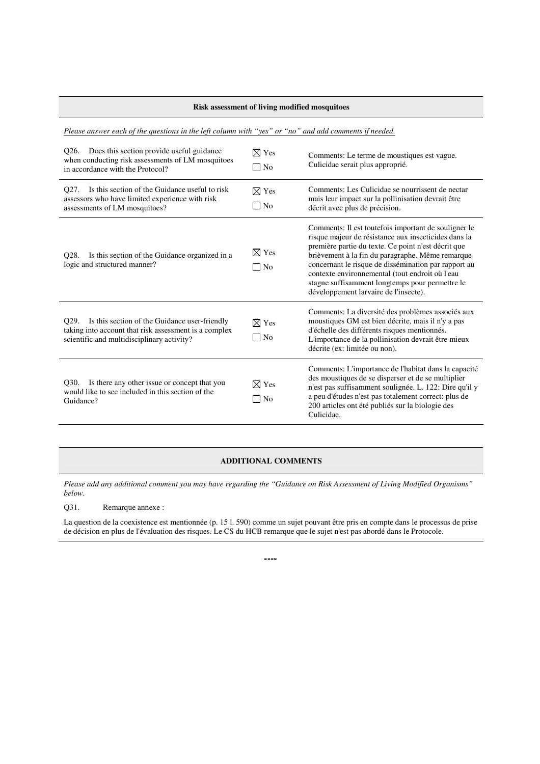| Risk assessment of living modified mosquitoes | | |
|---|---|---|
| *Please answer each of the questions in the left column with "yes" or "no" and add comments if needed.* | | |
| Q26. Does this section provide useful guidance when conducting risk assessments of LM mosquitoes in accordance with the Protocol? | ☒ Yes<br>☐ No | Comments: Le terme de moustiques est vague. Culicidae serait plus approprié. |
| Q27. Is this section of the Guidance useful to risk assessors who have limited experience with risk assessments of LM mosquitoes? | ☒ Yes<br>☐ No | Comments: Les Culicidae se nourrissent de nectar mais leur impact sur la pollinisation devrait être décrit avec plus de précision. |
| Q28. Is this section of the Guidance organized in a logic and structured manner? | ☒ Yes<br>☐ No | Comments: Il est toutefois important de souligner le risque majeur de résistance aux insecticides dans la première partie du texte. Ce point n'est décrit que brièvement à la fin du paragraphe. Même remarque concernant le risque de dissémination par rapport au contexte environnemental (tout endroit où l'eau stagne suffisamment longtemps pour permettre le développement larvaire de l'insecte). |
| Q29. Is this section of the Guidance user-friendly taking into account that risk assessment is a complex scientific and multidisciplinary activity? | ☒ Yes<br>☐ No | Comments: La diversité des problèmes associés aux moustiques GM est bien décrite, mais il n'y a pas d'échelle des différents risques mentionnés. L'importance de la pollinisation devrait être mieux décrite (ex: limitée ou non). |
| Q30. Is there any other issue or concept that you would like to see included in this section of the Guidance? | ☒ Yes<br>☐ No | Comments: L'importance de l'habitat dans la capacité des moustiques de se disperser et de se multiplier n'est pas suffisamment soulignée. L. 122: Dire qu'il y a peu d'études n'est pas totalement correct: plus de 200 articles ont été publiés sur la biologie des Culicidae. |

## ADDITIONAL COMMENTS

*Please add any additional comment you may have regarding the "Guidance on Risk Assessment of Living Modified Organisms" below.*

Q31. Remarque annexe :

La question de la coexistence est mentionnée (p. 15 l. 590) comme un sujet pouvant être pris en compte dans le processus de prise de décision en plus de l'évaluation des risques. Le CS du HCB remarque que le sujet n'est pas abordé dans le Protocole.

----